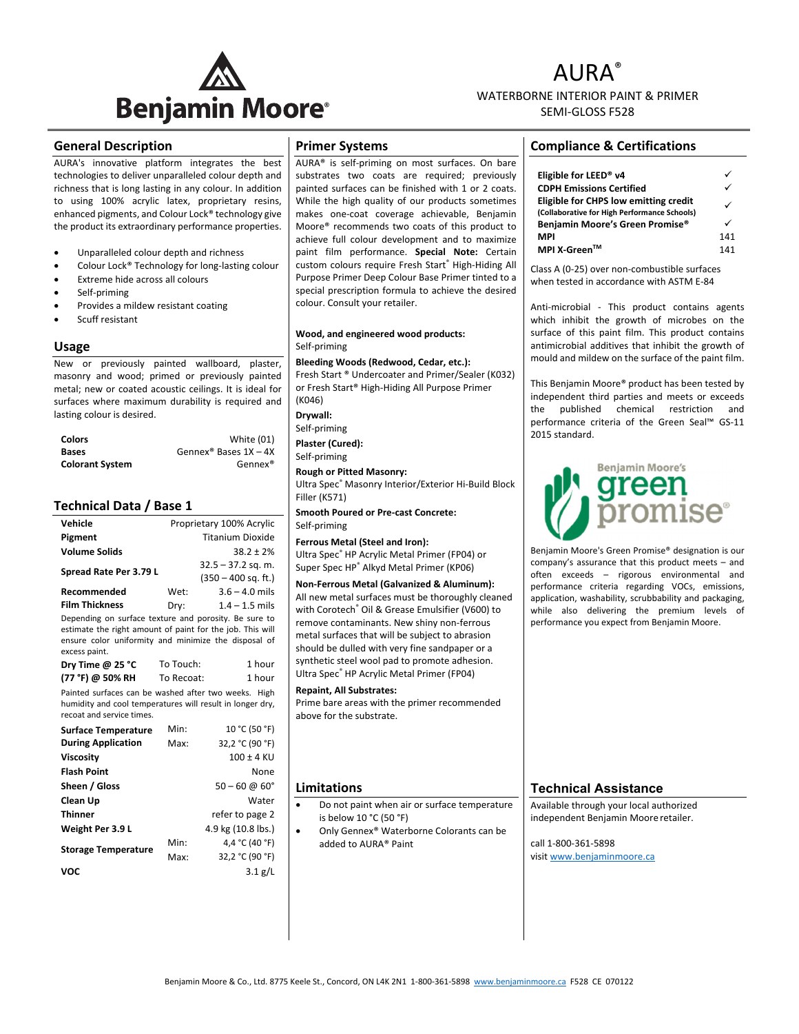# AURA®

WATERBORNE INTERIOR PAINT & PRIMER
SEMI-GLOSS F528

## General Description

AURA's innovative platform integrates the best technologies to deliver unparalleled colour depth and richness that is long lasting in any colour. In addition to using 100% acrylic latex, proprietary resins, enhanced pigments, and Colour Lock® technology give the product its extraordinary performance properties.

- Unparalleled colour depth and richness
- Colour Lock® Technology for long-lasting colour
- Extreme hide across all colours
- Self-priming
- Provides a mildew resistant coating
- Scuff resistant

## Usage

New or previously painted wallboard, plaster, masonry and wood; primed or previously painted metal; new or coated acoustic ceilings. It is ideal for surfaces where maximum durability is required and lasting colour is desired.

| | |
|---|---|
| **Colors** | White (01) |
| **Bases** | Gennex® Bases 1X – 4X |
| **Colorant System** | Gennex® |

## Technical Data / Base 1

| | | |
|---|---|---|
| **Vehicle** | | Proprietary 100% Acrylic |
| **Pigment** | | Titanium Dioxide |
| **Volume Solids** | | 38.2 ± 2% |
| **Spread Rate Per 3.79 L** | | 32.5 – 37.2 sq. m. (350 – 400 sq. ft.) |
| **Recommended Film Thickness** | Wet: | 3.6 – 4.0 mils |
| | Dry: | 1.4 – 1.5 mils |

Depending on surface texture and porosity. Be sure to estimate the right amount of paint for the job. This will ensure color uniformity and minimize the disposal of excess paint.

| | | |
|---|---|---|
| **Dry Time @ 25 °C (77 °F) @ 50% RH** | To Touch: | 1 hour |
| | To Recoat: | 1 hour |

Painted surfaces can be washed after two weeks. High humidity and cool temperatures will result in longer dry, recoat and service times.

| | | |
|---|---|---|
| **Surface Temperature During Application** | Min: | 10 °C (50 °F) |
| | Max: | 32,2 °C (90 °F) |
| **Viscosity** | | 100 ± 4 KU |
| **Flash Point** | | None |
| **Sheen / Gloss** | | 50 – 60 @ 60° |
| **Clean Up** | | Water |
| **Thinner** | | refer to page 2 |
| **Weight Per 3.9 L** | | 4.9 kg (10.8 lbs.) |
| **Storage Temperature** | Min: | 4,4 °C (40 °F) |
| | Max: | 32,2 °C (90 °F) |
| **VOC** | | 3.1 g/L |

## Primer Systems

AURA® is self-priming on most surfaces. On bare substrates two coats are required; previously painted surfaces can be finished with 1 or 2 coats. While the high quality of our products sometimes makes one-coat coverage achievable, Benjamin Moore® recommends two coats of this product to achieve full colour development and to maximize paint film performance. **Special Note:** Certain custom colours require Fresh Start® High-Hiding All Purpose Primer Deep Colour Base Primer tinted to a special prescription formula to achieve the desired colour. Consult your retailer.

**Wood, and engineered wood products:**
Self-priming

**Bleeding Woods (Redwood, Cedar, etc.):**
Fresh Start ® Undercoater and Primer/Sealer (K032) or Fresh Start® High-Hiding All Purpose Primer (K046)

**Drywall:**
Self-priming

**Plaster (Cured):**
Self-priming

**Rough or Pitted Masonry:**
Ultra Spec® Masonry Interior/Exterior Hi-Build Block Filler (K571)

**Smooth Poured or Pre-cast Concrete:**
Self-priming

**Ferrous Metal (Steel and Iron):**
Ultra Spec® HP Acrylic Metal Primer (FP04) or Super Spec HP® Alkyd Metal Primer (KP06)

**Non-Ferrous Metal (Galvanized & Aluminum):**
All new metal surfaces must be thoroughly cleaned with Corotech® Oil & Grease Emulsifier (V600) to remove contaminants. New shiny non-ferrous metal surfaces that will be subject to abrasion should be dulled with very fine sandpaper or a synthetic steel wool pad to promote adhesion. Ultra Spec® HP Acrylic Metal Primer (FP04)

**Repaint, All Substrates:**
Prime bare areas with the primer recommended above for the substrate.

## Limitations

- Do not paint when air or surface temperature is below 10 °C (50 °F)
- Only Gennex® Waterborne Colorants can be added to AURA® Paint

## Compliance & Certifications

| | |
|---|---|
| **Eligible for LEED® v4** | ✓ |
| **CDPH Emissions Certified** | ✓ |
| **Eligible for CHPS low emitting credit (Collaborative for High Performance Schools)** | ✓ |
| **Benjamin Moore's Green Promise®** | ✓ |
| **MPI** | 141 |
| **MPI X-Green™** | 141 |

Class A (0-25) over non-combustible surfaces when tested in accordance with ASTM E-84

Anti-microbial - This product contains agents which inhibit the growth of microbes on the surface of this paint film. This product contains antimicrobial additives that inhibit the growth of mould and mildew on the surface of the paint film.

This Benjamin Moore® product has been tested by independent third parties and meets or exceeds the published chemical restriction and performance criteria of the Green Seal™ GS-11 2015 standard.

Benjamin Moore's green promise®

Benjamin Moore's Green Promise® designation is our company's assurance that this product meets – and often exceeds – rigorous environmental and performance criteria regarding VOCs, emissions, application, washability, scrubbability and packaging, while also delivering the premium levels of performance you expect from Benjamin Moore.

## Technical Assistance

Available through your local authorized independent Benjamin Moore retailer.

call 1-800-361-5898
visit www.benjaminmoore.ca

Benjamin Moore & Co., Ltd. 8775 Keele St., Concord, ON L4K 2N1 1-800-361-5898 www.benjaminmoore.ca F528 CE 070122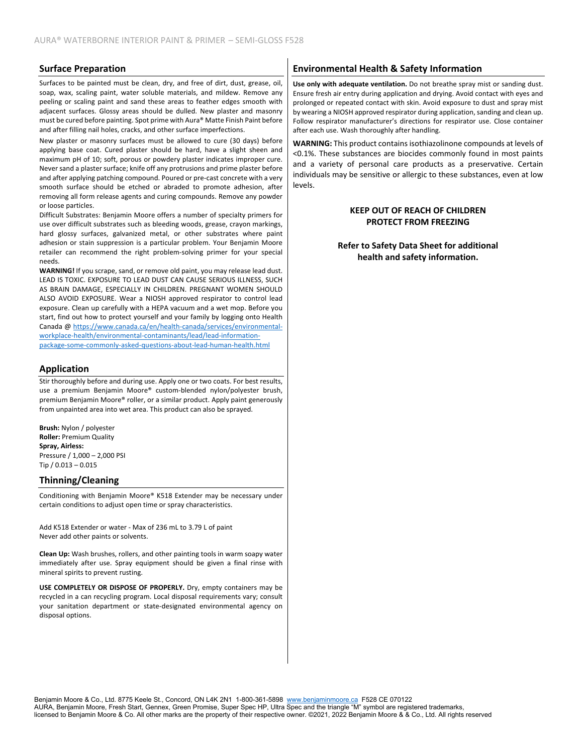## Surface Preparation

Surfaces to be painted must be clean, dry, and free of dirt, dust, grease, oil, soap, wax, scaling paint, water soluble materials, and mildew. Remove any peeling or scaling paint and sand these areas to feather edges smooth with adjacent surfaces. Glossy areas should be dulled. New plaster and masonry must be cured before painting. Spot prime with Aura® Matte Finish Paint before and after filling nail holes, cracks, and other surface imperfections.

New plaster or masonry surfaces must be allowed to cure (30 days) before applying base coat. Cured plaster should be hard, have a slight sheen and maximum pH of 10; soft, porous or powdery plaster indicates improper cure. Never sand a plaster surface; knife off any protrusions and prime plaster before and after applying patching compound. Poured or pre-cast concrete with a very smooth surface should be etched or abraded to promote adhesion, after removing all form release agents and curing compounds. Remove any powder or loose particles.

Difficult Substrates: Benjamin Moore offers a number of specialty primers for use over difficult substrates such as bleeding woods, grease, crayon markings, hard glossy surfaces, galvanized metal, or other substrates where paint adhesion or stain suppression is a particular problem. Your Benjamin Moore retailer can recommend the right problem-solving primer for your special needs.

**WARNING!** If you scrape, sand, or remove old paint, you may release lead dust. LEAD IS TOXIC. EXPOSURE TO LEAD DUST CAN CAUSE SERIOUS ILLNESS, SUCH AS BRAIN DAMAGE, ESPECIALLY IN CHILDREN. PREGNANT WOMEN SHOULD ALSO AVOID EXPOSURE. Wear a NIOSH approved respirator to control lead exposure. Clean up carefully with a HEPA vacuum and a wet mop. Before you start, find out how to protect yourself and your family by logging onto Health Canada @ https://www.canada.ca/en/health-canada/services/environmental-workplace-health/environmental-contaminants/lead/lead-information-package-some-commonly-asked-questions-about-lead-human-health.html

## Application

Stir thoroughly before and during use. Apply one or two coats. For best results, use a premium Benjamin Moore® custom-blended nylon/polyester brush, premium Benjamin Moore® roller, or a similar product. Apply paint generously from unpainted area into wet area. This product can also be sprayed.

**Brush:** Nylon / polyester
**Roller:** Premium Quality
**Spray, Airless:**
Pressure / 1,000 – 2,000 PSI
Tip / 0.013 – 0.015

## Thinning/Cleaning

Conditioning with Benjamin Moore® K518 Extender may be necessary under certain conditions to adjust open time or spray characteristics.

Add K518 Extender or water - Max of 236 mL to 3.79 L of paint
Never add other paints or solvents.

**Clean Up:** Wash brushes, rollers, and other painting tools in warm soapy water immediately after use. Spray equipment should be given a final rinse with mineral spirits to prevent rusting.

**USE COMPLETELY OR DISPOSE OF PROPERLY.** Dry, empty containers may be recycled in a can recycling program. Local disposal requirements vary; consult your sanitation department or state-designated environmental agency on disposal options.

## Environmental Health & Safety Information

**Use only with adequate ventilation.** Do not breathe spray mist or sanding dust. Ensure fresh air entry during application and drying. Avoid contact with eyes and prolonged or repeated contact with skin. Avoid exposure to dust and spray mist by wearing a NIOSH approved respirator during application, sanding and clean up. Follow respirator manufacturer's directions for respirator use. Close container after each use. Wash thoroughly after handling.

**WARNING:** This product contains isothiazolinone compounds at levels of <0.1%. These substances are biocides commonly found in most paints and a variety of personal care products as a preservative. Certain individuals may be sensitive or allergic to these substances, even at low levels.

**KEEP OUT OF REACH OF CHILDREN**
**PROTECT FROM FREEZING**

**Refer to Safety Data Sheet for additional health and safety information.**

Benjamin Moore & Co., Ltd. 8775 Keele St., Concord, ON L4K 2N1 1-800-361-5898 www.benjaminmoore.ca F528 CE 070122
AURA, Benjamin Moore, Fresh Start, Gennex, Green Promise, Super Spec HP, Ultra Spec and the triangle "M" symbol are registered trademarks, licensed to Benjamin Moore & Co. All other marks are the property of their respective owner. ©2021, 2022 Benjamin Moore & & Co., Ltd. All rights reserved